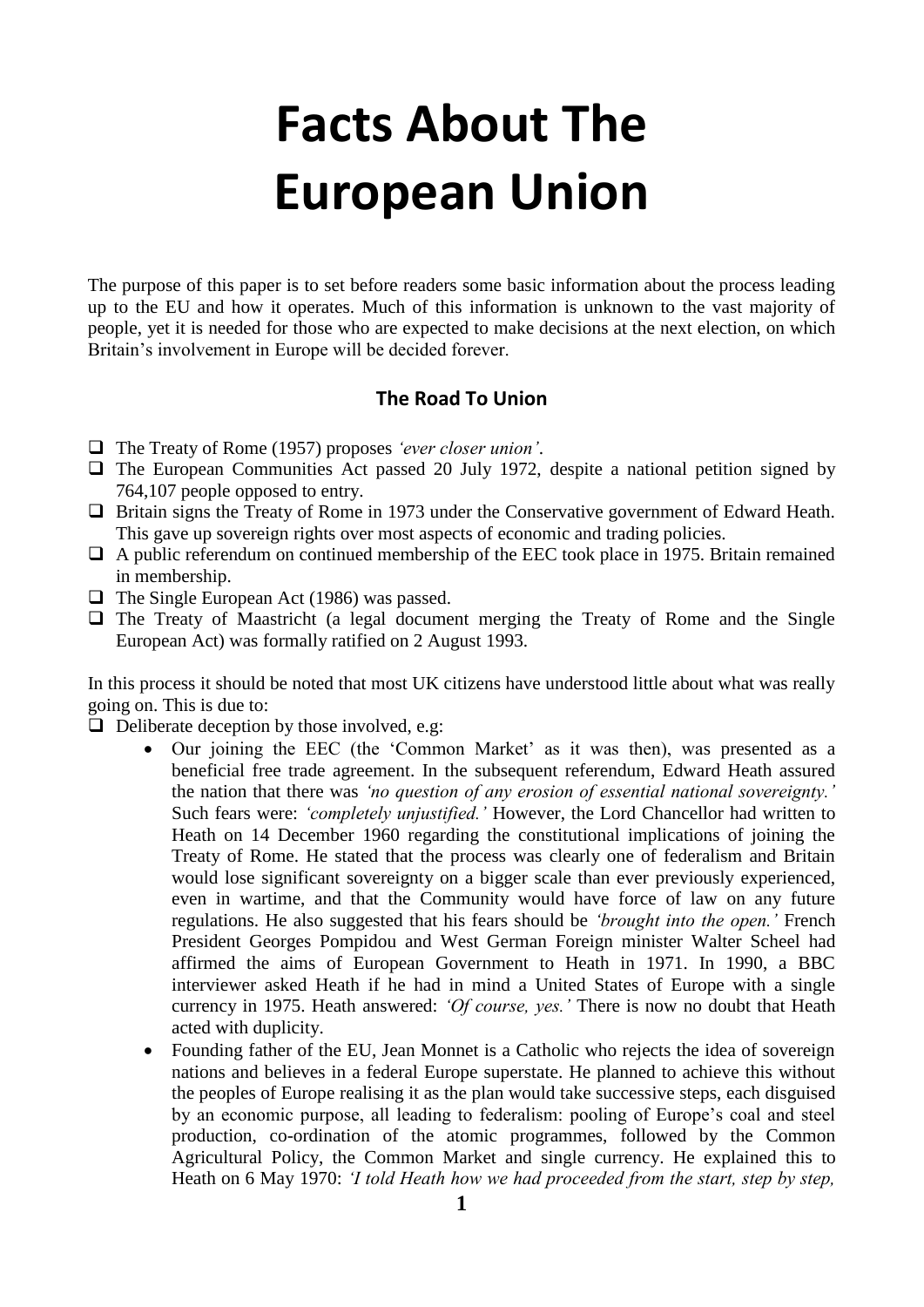# Facts About The European Union

The purpose of this paper is to set before readers some basic information about the process leading up to the EU and how it operates. Much of this information is unknown to the vast majority of people, yet it is needed for those who are expected to make decisions at the next election, on which Britain's involvement in Europe will be decided forever.

### The Road To Union

- The Treaty of Rome (1957) proposes *'ever closer union'*.
- The European Communities Act passed 20 July 1972, despite a national petition signed by 764,107 people opposed to entry.
- Britain signs the Treaty of Rome in 1973 under the Conservative government of Edward Heath. This gave up sovereign rights over most aspects of economic and trading policies.
- A public referendum on continued membership of the EEC took place in 1975. Britain remained in membership.
- The Single European Act (1986) was passed.
- The Treaty of Maastricht (a legal document merging the Treaty of Rome and the Single European Act) was formally ratified on 2 August 1993.

In this process it should be noted that most UK citizens have understood little about what was really going on. This is due to:

- Deliberate deception by those involved, e.g:
    - Our joining the EEC (the 'Common Market' as it was then), was presented as a beneficial free trade agreement. In the subsequent referendum, Edward Heath assured the nation that there was *'no question of any erosion of essential national sovereignty.'* Such fears were: *'completely unjustified.'* However, the Lord Chancellor had written to Heath on 14 December 1960 regarding the constitutional implications of joining the Treaty of Rome. He stated that the process was clearly one of federalism and Britain would lose significant sovereignty on a bigger scale than ever previously experienced, even in wartime, and that the Community would have force of law on any future regulations. He also suggested that his fears should be *'brought into the open.'* French President Georges Pompidou and West German Foreign minister Walter Scheel had affirmed the aims of European Government to Heath in 1971. In 1990, a BBC interviewer asked Heath if he had in mind a United States of Europe with a single currency in 1975. Heath answered: *'Of course, yes.'* There is now no doubt that Heath acted with duplicity.
    - Founding father of the EU, Jean Monnet is a Catholic who rejects the idea of sovereign nations and believes in a federal Europe superstate. He planned to achieve this without the peoples of Europe realising it as the plan would take successive steps, each disguised by an economic purpose, all leading to federalism: pooling of Europe's coal and steel production, co-ordination of the atomic programmes, followed by the Common Agricultural Policy, the Common Market and single currency. He explained this to Heath on 6 May 1970: *'I told Heath how we had proceeded from the start, step by step,*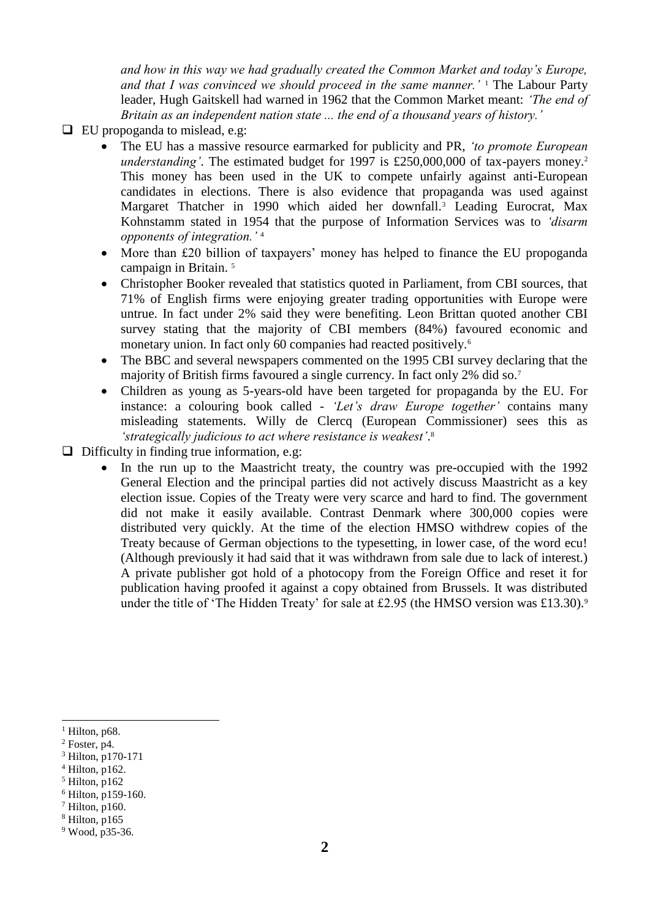*and how in this way we had gradually created the Common Market and today's Europe, and that I was convinced we should proceed in the same manner.'* [1] The Labour Party leader, Hugh Gaitskell had warned in 1962 that the Common Market meant: *'The end of Britain as an independent nation state ... the end of a thousand years of history.'*

- EU propoganda to mislead, e.g:
  - The EU has a massive resource earmarked for publicity and PR, *'to promote European understanding'*. The estimated budget for 1997 is £250,000,000 of tax-payers money.[2] This money has been used in the UK to compete unfairly against anti-European candidates in elections. There is also evidence that propaganda was used against Margaret Thatcher in 1990 which aided her downfall.[3] Leading Eurocrat, Max Kohnstamm stated in 1954 that the purpose of Information Services was to *'disarm opponents of integration.'* [4]
  - More than £20 billion of taxpayers' money has helped to finance the EU propoganda campaign in Britain. [5]
  - Christopher Booker revealed that statistics quoted in Parliament, from CBI sources, that 71% of English firms were enjoying greater trading opportunities with Europe were untrue. In fact under 2% said they were benefiting. Leon Brittan quoted another CBI survey stating that the majority of CBI members (84%) favoured economic and monetary union. In fact only 60 companies had reacted positively.[6]
  - The BBC and several newspapers commented on the 1995 CBI survey declaring that the majority of British firms favoured a single currency. In fact only 2% did so.[7]
  - Children as young as 5-years-old have been targeted for propaganda by the EU. For instance: a colouring book called - *'Let's draw Europe together'* contains many misleading statements. Willy de Clercq (European Commissioner) sees this as *'strategically judicious to act where resistance is weakest'*.[8]
- Difficulty in finding true information, e.g:
  - In the run up to the Maastricht treaty, the country was pre-occupied with the 1992 General Election and the principal parties did not actively discuss Maastricht as a key election issue. Copies of the Treaty were very scarce and hard to find. The government did not make it easily available. Contrast Denmark where 300,000 copies were distributed very quickly. At the time of the election HMSO withdrew copies of the Treaty because of German objections to the typesetting, in lower case, of the word ecu! (Although previously it had said that it was withdrawn from sale due to lack of interest.) A private publisher got hold of a photocopy from the Foreign Office and reset it for publication having proofed it against a copy obtained from Brussels. It was distributed under the title of 'The Hidden Treaty' for sale at £2.95 (the HMSO version was £13.30).[9]

---

[1] Hilton, p68.
[2] Foster, p4.
[3] Hilton, p170-171
[4] Hilton, p162.
[5] Hilton, p162
[6] Hilton, p159-160.
[7] Hilton, p160.
[8] Hilton, p165
[9] Wood, p35-36.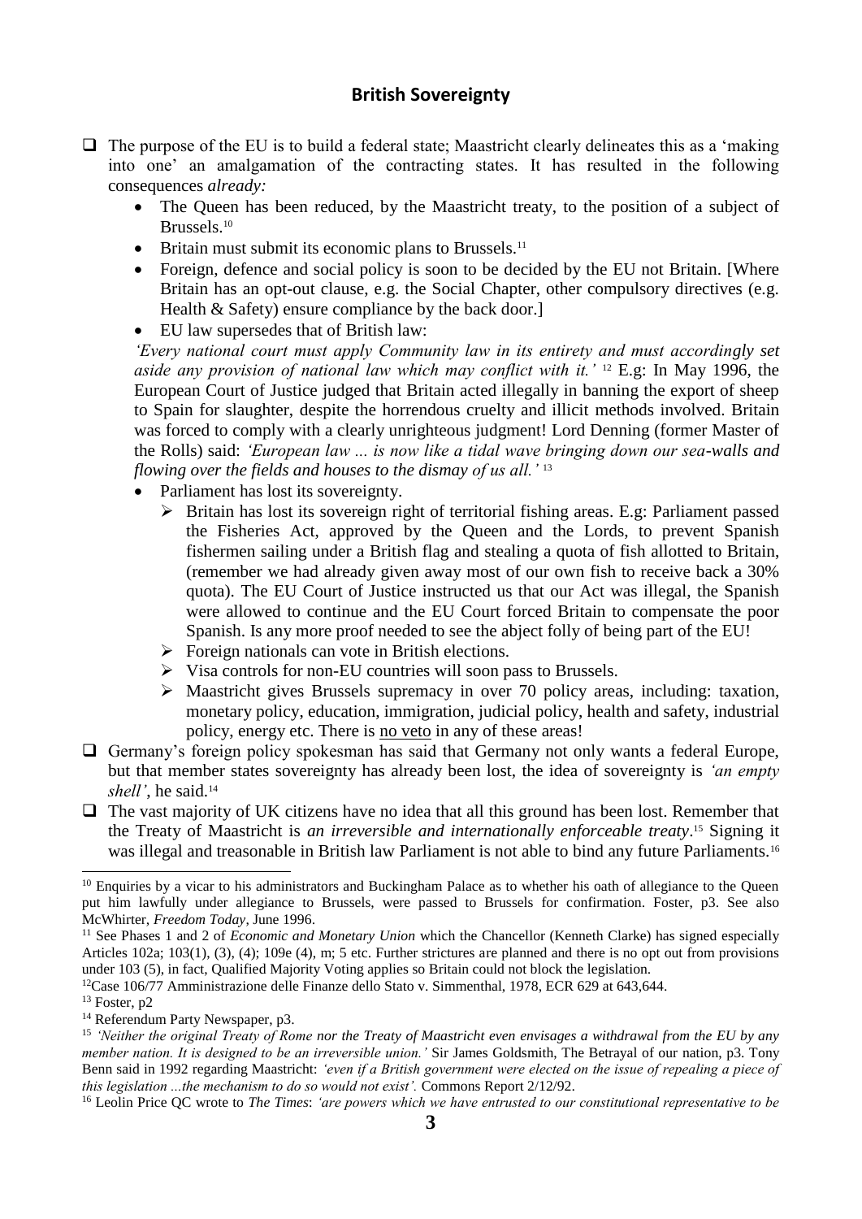## British Sovereignty

- ❑ The purpose of the EU is to build a federal state; Maastricht clearly delineates this as a 'making into one' an amalgamation of the contracting states. It has resulted in the following consequences *already:*
  - The Queen has been reduced, by the Maastricht treaty, to the position of a subject of Brussels.[10]
  - Britain must submit its economic plans to Brussels.[11]
  - Foreign, defence and social policy is soon to be decided by the EU not Britain. [Where Britain has an opt-out clause, e.g. the Social Chapter, other compulsory directives (e.g. Health & Safety) ensure compliance by the back door.]
  - EU law supersedes that of British law:

  *'Every national court must apply Community law in its entirety and must accordingly set aside any provision of national law which may conflict with it.'* [12] E.g: In May 1996, the European Court of Justice judged that Britain acted illegally in banning the export of sheep to Spain for slaughter, despite the horrendous cruelty and illicit methods involved. Britain was forced to comply with a clearly unrighteous judgment! Lord Denning (former Master of the Rolls) said: *'European law ... is now like a tidal wave bringing down our sea-walls and flowing over the fields and houses to the dismay of us all.'* [13]
  - Parliament has lost its sovereignty.
    - ➢ Britain has lost its sovereign right of territorial fishing areas. E.g: Parliament passed the Fisheries Act, approved by the Queen and the Lords, to prevent Spanish fishermen sailing under a British flag and stealing a quota of fish allotted to Britain, (remember we had already given away most of our own fish to receive back a 30% quota). The EU Court of Justice instructed us that our Act was illegal, the Spanish were allowed to continue and the EU Court forced Britain to compensate the poor Spanish. Is any more proof needed to see the abject folly of being part of the EU!
    - ➢ Foreign nationals can vote in British elections.
    - ➢ Visa controls for non-EU countries will soon pass to Brussels.
    - ➢ Maastricht gives Brussels supremacy in over 70 policy areas, including: taxation, monetary policy, education, immigration, judicial policy, health and safety, industrial policy, energy etc. There is <u>no veto</u> in any of these areas!
- ❑ Germany's foreign policy spokesman has said that Germany not only wants a federal Europe, but that member states sovereignty has already been lost, the idea of sovereignty is *'an empty shell'*, he said.[14]
- ❑ The vast majority of UK citizens have no idea that all this ground has been lost. Remember that the Treaty of Maastricht is *an irreversible and internationally enforceable treaty*.[15] Signing it was illegal and treasonable in British law Parliament is not able to bind any future Parliaments.[16]

---

[10] Enquiries by a vicar to his administrators and Buckingham Palace as to whether his oath of allegiance to the Queen put him lawfully under allegiance to Brussels, were passed to Brussels for confirmation. Foster, p3. See also McWhirter, *Freedom Today*, June 1996.

[11] See Phases 1 and 2 of *Economic and Monetary Union* which the Chancellor (Kenneth Clarke) has signed especially Articles 102a; 103(1), (3), (4); 109e (4), m; 5 etc. Further strictures are planned and there is no opt out from provisions under 103 (5), in fact, Qualified Majority Voting applies so Britain could not block the legislation.

[12] Case 106/77 Amministrazione delle Finanze dello Stato v. Simmenthal, 1978, ECR 629 at 643,644.

[13] Foster, p2

[14] Referendum Party Newspaper, p3.

[15] *'Neither the original Treaty of Rome nor the Treaty of Maastricht even envisages a withdrawal from the EU by any member nation. It is designed to be an irreversible union.'* Sir James Goldsmith, The Betrayal of our nation, p3. Tony Benn said in 1992 regarding Maastricht: *'even if a British government were elected on the issue of repealing a piece of this legislation ...the mechanism to do so would not exist'.* Commons Report 2/12/92.

[16] Leolin Price QC wrote to *The Times*: *'are powers which we have entrusted to our constitutional representative to be*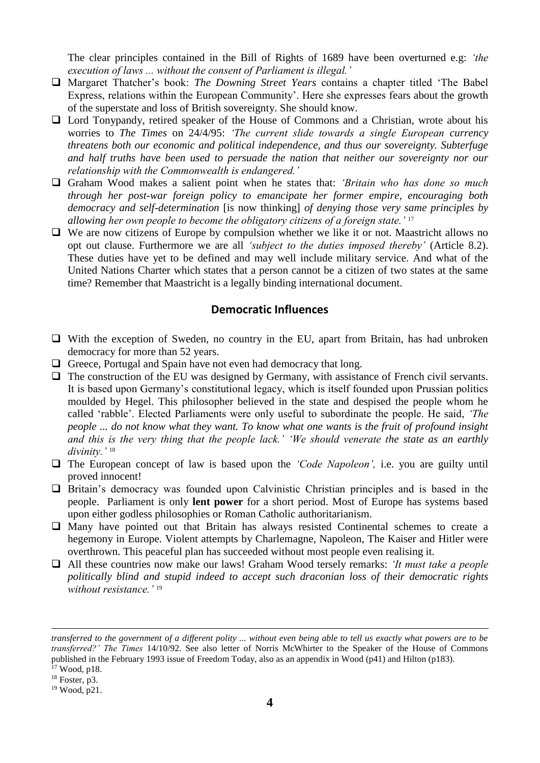The clear principles contained in the Bill of Rights of 1689 have been overturned e.g: *'the execution of laws ... without the consent of Parliament is illegal.'*

- Margaret Thatcher's book: *The Downing Street Years* contains a chapter titled 'The Babel Express, relations within the European Community'. Here she expresses fears about the growth of the superstate and loss of British sovereignty. She should know.
- Lord Tonypandy, retired speaker of the House of Commons and a Christian, wrote about his worries to *The Times* on 24/4/95: *'The current slide towards a single European currency threatens both our economic and political independence, and thus our sovereignty. Subterfuge and half truths have been used to persuade the nation that neither our sovereignty nor our relationship with the Commonwealth is endangered.'*
- Graham Wood makes a salient point when he states that: *'Britain who has done so much through her post-war foreign policy to emancipate her former empire, encouraging both democracy and self-determination* [is now thinking] *of denying those very same principles by allowing her own people to become the obligatory citizens of a foreign state.'* [17]
- We are now citizens of Europe by compulsion whether we like it or not. Maastricht allows no opt out clause. Furthermore we are all *'subject to the duties imposed thereby'* (Article 8.2). These duties have yet to be defined and may well include military service. And what of the United Nations Charter which states that a person cannot be a citizen of two states at the same time? Remember that Maastricht is a legally binding international document.

## Democratic Influences

- With the exception of Sweden, no country in the EU, apart from Britain, has had unbroken democracy for more than 52 years.
- Greece, Portugal and Spain have not even had democracy that long.
- The construction of the EU was designed by Germany, with assistance of French civil servants. It is based upon Germany's constitutional legacy, which is itself founded upon Prussian politics moulded by Hegel. This philosopher believed in the state and despised the people whom he called 'rabble'. Elected Parliaments were only useful to subordinate the people. He said, *'The people ... do not know what they want. To know what one wants is the fruit of profound insight and this is the very thing that the people lack.' 'We should venerate the state as an earthly divinity.'* [18]
- The European concept of law is based upon the *'Code Napoleon',* i.e. you are guilty until proved innocent!
- Britain's democracy was founded upon Calvinistic Christian principles and is based in the people. Parliament is only **lent power** for a short period. Most of Europe has systems based upon either godless philosophies or Roman Catholic authoritarianism.
- Many have pointed out that Britain has always resisted Continental schemes to create a hegemony in Europe. Violent attempts by Charlemagne, Napoleon, The Kaiser and Hitler were overthrown. This peaceful plan has succeeded without most people even realising it.
- All these countries now make our laws! Graham Wood tersely remarks: *'It must take a people politically blind and stupid indeed to accept such draconian loss of their democratic rights without resistance.'* [19]

---

*transferred to the government of a different polity ... without even being able to tell us exactly what powers are to be transferred?' The Times* 14/10/92. See also letter of Norris McWhirter to the Speaker of the House of Commons published in the February 1993 issue of Freedom Today, also as an appendix in Wood (p41) and Hilton (p183).

[17] Wood, p18.

[18] Foster, p3.

[19] Wood, p21.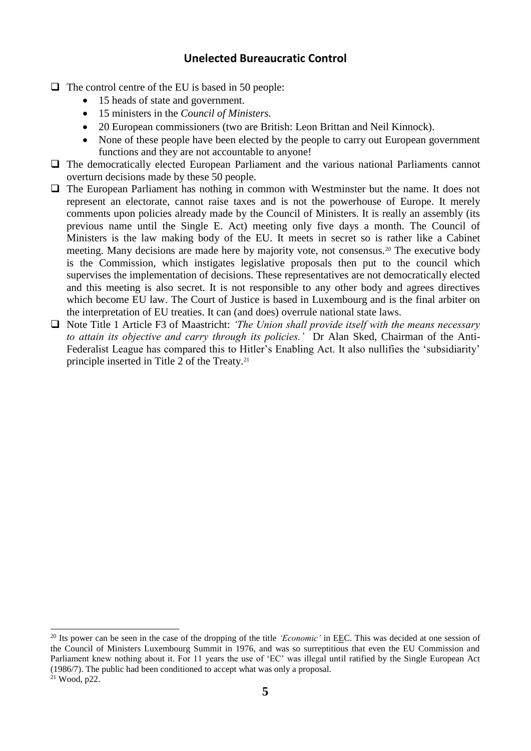## Unelected Bureaucratic Control

- The control centre of the EU is based in 50 people:
  - 15 heads of state and government.
  - 15 ministers in the *Council of Ministers.*
  - 20 European commissioners (two are British: Leon Brittan and Neil Kinnock).
  - None of these people have been elected by the people to carry out European government functions and they are not accountable to anyone!
- The democratically elected European Parliament and the various national Parliaments cannot overturn decisions made by these 50 people.
- The European Parliament has nothing in common with Westminster but the name. It does not represent an electorate, cannot raise taxes and is not the powerhouse of Europe. It merely comments upon policies already made by the Council of Ministers. It is really an assembly (its previous name until the Single E. Act) meeting only five days a month. The Council of Ministers is the law making body of the EU. It meets in secret so is rather like a Cabinet meeting. Many decisions are made here by majority vote, not consensus.[20] The executive body is the Commission, which instigates legislative proposals then put to the council which supervises the implementation of decisions. These representatives are not democratically elected and this meeting is also secret. It is not responsible to any other body and agrees directives which become EU law. The Court of Justice is based in Luxembourg and is the final arbiter on the interpretation of EU treaties. It can (and does) overrule national state laws.
- Note Title 1 Article F3 of Maastricht: *'The Union shall provide itself with the means necessary to attain its objective and carry through its policies.'* Dr Alan Sked, Chairman of the Anti-Federalist League has compared this to Hitler's Enabling Act. It also nullifies the 'subsidiarity' principle inserted in Title 2 of the Treaty.[21]

---

[20] Its power can be seen in the case of the dropping of the title *'Economic'* in EEC. This was decided at one session of the Council of Ministers Luxembourg Summit in 1976, and was so surreptitious that even the EU Commission and Parliament knew nothing about it. For 11 years the use of 'EC' was illegal until ratified by the Single European Act (1986/7). The public had been conditioned to accept what was only a proposal.

[21] Wood, p22.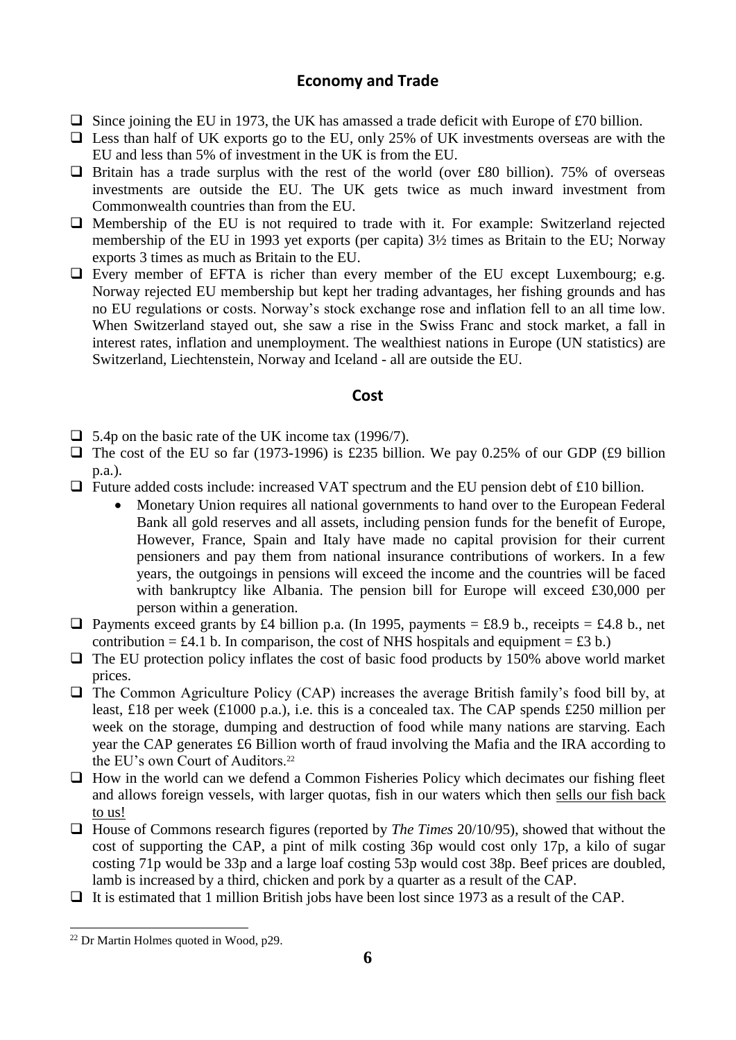## Economy and Trade

- Since joining the EU in 1973, the UK has amassed a trade deficit with Europe of £70 billion.
- Less than half of UK exports go to the EU, only 25% of UK investments overseas are with the EU and less than 5% of investment in the UK is from the EU.
- Britain has a trade surplus with the rest of the world (over £80 billion). 75% of overseas investments are outside the EU. The UK gets twice as much inward investment from Commonwealth countries than from the EU.
- Membership of the EU is not required to trade with it. For example: Switzerland rejected membership of the EU in 1993 yet exports (per capita) 3½ times as Britain to the EU; Norway exports 3 times as much as Britain to the EU.
- Every member of EFTA is richer than every member of the EU except Luxembourg; e.g. Norway rejected EU membership but kept her trading advantages, her fishing grounds and has no EU regulations or costs. Norway's stock exchange rose and inflation fell to an all time low. When Switzerland stayed out, she saw a rise in the Swiss Franc and stock market, a fall in interest rates, inflation and unemployment. The wealthiest nations in Europe (UN statistics) are Switzerland, Liechtenstein, Norway and Iceland - all are outside the EU.

## Cost

- 5.4p on the basic rate of the UK income tax (1996/7).
- The cost of the EU so far (1973-1996) is £235 billion. We pay 0.25% of our GDP (£9 billion p.a.).
- Future added costs include: increased VAT spectrum and the EU pension debt of £10 billion.
  - Monetary Union requires all national governments to hand over to the European Federal Bank all gold reserves and all assets, including pension funds for the benefit of Europe, However, France, Spain and Italy have made no capital provision for their current pensioners and pay them from national insurance contributions of workers. In a few years, the outgoings in pensions will exceed the income and the countries will be faced with bankruptcy like Albania. The pension bill for Europe will exceed £30,000 per person within a generation.
- Payments exceed grants by £4 billion p.a. (In 1995, payments = £8.9 b., receipts = £4.8 b., net contribution = £4.1 b. In comparison, the cost of NHS hospitals and equipment = £3 b.)
- The EU protection policy inflates the cost of basic food products by 150% above world market prices.
- The Common Agriculture Policy (CAP) increases the average British family's food bill by, at least, £18 per week (£1000 p.a.), i.e. this is a concealed tax. The CAP spends £250 million per week on the storage, dumping and destruction of food while many nations are starving. Each year the CAP generates £6 Billion worth of fraud involving the Mafia and the IRA according to the EU's own Court of Auditors.[22]
- How in the world can we defend a Common Fisheries Policy which decimates our fishing fleet and allows foreign vessels, with larger quotas, fish in our waters which then <u>sells our fish back to us!</u>
- House of Commons research figures (reported by *The Times* 20/10/95), showed that without the cost of supporting the CAP, a pint of milk costing 36p would cost only 17p, a kilo of sugar costing 71p would be 33p and a large loaf costing 53p would cost 38p. Beef prices are doubled, lamb is increased by a third, chicken and pork by a quarter as a result of the CAP.
- It is estimated that 1 million British jobs have been lost since 1973 as a result of the CAP.

---

[22] Dr Martin Holmes quoted in Wood, p29.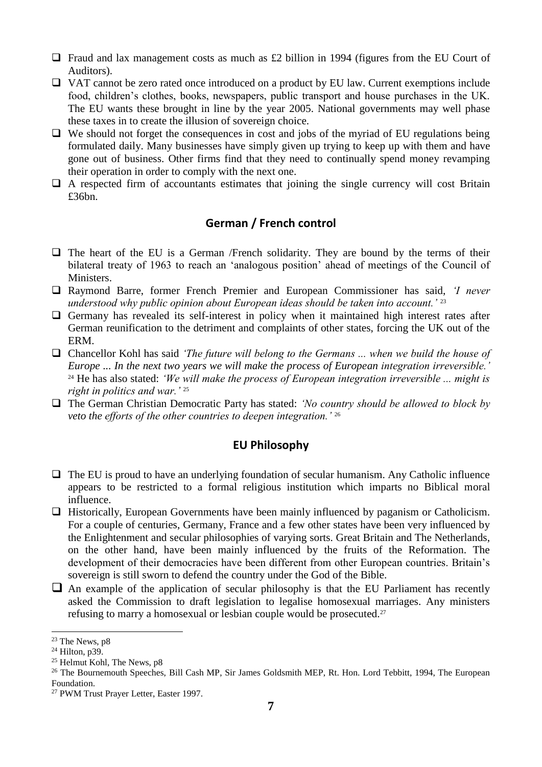- Fraud and lax management costs as much as £2 billion in 1994 (figures from the EU Court of Auditors).
- VAT cannot be zero rated once introduced on a product by EU law. Current exemptions include food, children's clothes, books, newspapers, public transport and house purchases in the UK. The EU wants these brought in line by the year 2005. National governments may well phase these taxes in to create the illusion of sovereign choice.
- We should not forget the consequences in cost and jobs of the myriad of EU regulations being formulated daily. Many businesses have simply given up trying to keep up with them and have gone out of business. Other firms find that they need to continually spend money revamping their operation in order to comply with the next one.
- A respected firm of accountants estimates that joining the single currency will cost Britain £36bn.

## German / French control

- The heart of the EU is a German /French solidarity. They are bound by the terms of their bilateral treaty of 1963 to reach an 'analogous position' ahead of meetings of the Council of Ministers.
- Raymond Barre, former French Premier and European Commissioner has said, *'I never understood why public opinion about European ideas should be taken into account.'* [23]
- Germany has revealed its self-interest in policy when it maintained high interest rates after German reunification to the detriment and complaints of other states, forcing the UK out of the ERM.
- Chancellor Kohl has said *'The future will belong to the Germans ... when we build the house of Europe ... In the next two years we will make the process of European integration irreversible.'* [24] He has also stated: *'We will make the process of European integration irreversible ... might is right in politics and war.'* [25]
- The German Christian Democratic Party has stated: *'No country should be allowed to block by veto the efforts of the other countries to deepen integration.'* [26]

## EU Philosophy

- The EU is proud to have an underlying foundation of secular humanism. Any Catholic influence appears to be restricted to a formal religious institution which imparts no Biblical moral influence.
- Historically, European Governments have been mainly influenced by paganism or Catholicism. For a couple of centuries, Germany, France and a few other states have been very influenced by the Enlightenment and secular philosophies of varying sorts. Great Britain and The Netherlands, on the other hand, have been mainly influenced by the fruits of the Reformation. The development of their democracies have been different from other European countries. Britain's sovereign is still sworn to defend the country under the God of the Bible.
- An example of the application of secular philosophy is that the EU Parliament has recently asked the Commission to draft legislation to legalise homosexual marriages. Any ministers refusing to marry a homosexual or lesbian couple would be prosecuted.[27]

---

[23] The News, p8

[24] Hilton, p39.

[25] Helmut Kohl, The News, p8

[26] The Bournemouth Speeches, Bill Cash MP, Sir James Goldsmith MEP, Rt. Hon. Lord Tebbitt, 1994, The European Foundation.

[27] PWM Trust Prayer Letter, Easter 1997.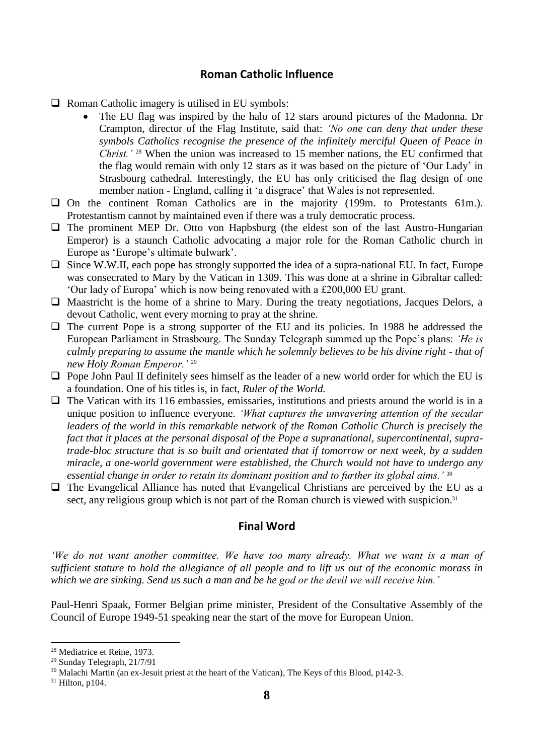## Roman Catholic Influence

- Roman Catholic imagery is utilised in EU symbols:
  - The EU flag was inspired by the halo of 12 stars around pictures of the Madonna. Dr Crampton, director of the Flag Institute, said that: *'No one can deny that under these symbols Catholics recognise the presence of the infinitely merciful Queen of Peace in Christ.'* [28] When the union was increased to 15 member nations, the EU confirmed that the flag would remain with only 12 stars as it was based on the picture of 'Our Lady' in Strasbourg cathedral. Interestingly, the EU has only criticised the flag design of one member nation - England, calling it 'a disgrace' that Wales is not represented.
- On the continent Roman Catholics are in the majority (199m. to Protestants 61m.). Protestantism cannot by maintained even if there was a truly democratic process.
- The prominent MEP Dr. Otto von Hapbsburg (the eldest son of the last Austro-Hungarian Emperor) is a staunch Catholic advocating a major role for the Roman Catholic church in Europe as 'Europe's ultimate bulwark'.
- Since W.W.II, each pope has strongly supported the idea of a supra-national EU. In fact, Europe was consecrated to Mary by the Vatican in 1309. This was done at a shrine in Gibraltar called: 'Our lady of Europa' which is now being renovated with a £200,000 EU grant.
- Maastricht is the home of a shrine to Mary. During the treaty negotiations, Jacques Delors, a devout Catholic, went every morning to pray at the shrine.
- The current Pope is a strong supporter of the EU and its policies. In 1988 he addressed the European Parliament in Strasbourg. The Sunday Telegraph summed up the Pope's plans: *'He is calmly preparing to assume the mantle which he solemnly believes to be his divine right - that of new Holy Roman Emperor.'* [29]
- Pope John Paul II definitely sees himself as the leader of a new world order for which the EU is a foundation. One of his titles is, in fact, *Ruler of the World.*
- The Vatican with its 116 embassies, emissaries, institutions and priests around the world is in a unique position to influence everyone. *'What captures the unwavering attention of the secular leaders of the world in this remarkable network of the Roman Catholic Church is precisely the fact that it places at the personal disposal of the Pope a supranational, supercontinental, supra-trade-bloc structure that is so built and orientated that if tomorrow or next week, by a sudden miracle, a one-world government were established, the Church would not have to undergo any essential change in order to retain its dominant position and to further its global aims.'* [30]
- The Evangelical Alliance has noted that Evangelical Christians are perceived by the EU as a sect, any religious group which is not part of the Roman church is viewed with suspicion.[31]

## Final Word

*'We do not want another committee. We have too many already. What we want is a man of sufficient stature to hold the allegiance of all people and to lift us out of the economic morass in which we are sinking. Send us such a man and be he god or the devil we will receive him.'*

Paul-Henri Spaak, Former Belgian prime minister, President of the Consultative Assembly of the Council of Europe 1949-51 speaking near the start of the move for European Union.

---

[28] Mediatrice et Reine, 1973.

[29] Sunday Telegraph, 21/7/91

[30] Malachi Martin (an ex-Jesuit priest at the heart of the Vatican), The Keys of this Blood, p142-3.

[31] Hilton, p104.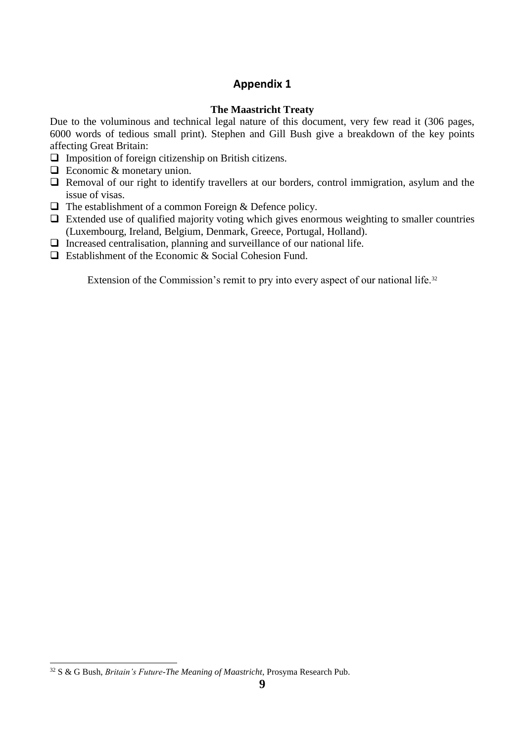## Appendix 1

### The Maastricht Treaty

Due to the voluminous and technical legal nature of this document, very few read it (306 pages, 6000 words of tedious small print). Stephen and Gill Bush give a breakdown of the key points affecting Great Britain:

- Imposition of foreign citizenship on British citizens.
- Economic & monetary union.
- Removal of our right to identify travellers at our borders, control immigration, asylum and the issue of visas.
- The establishment of a common Foreign & Defence policy.
- Extended use of qualified majority voting which gives enormous weighting to smaller countries (Luxembourg, Ireland, Belgium, Denmark, Greece, Portugal, Holland).
- Increased centralisation, planning and surveillance of our national life.
- Establishment of the Economic & Social Cohesion Fund.

Extension of the Commission's remit to pry into every aspect of our national life.[32]

---

[32] S & G Bush, *Britain's Future-The Meaning of Maastricht*, Prosyma Research Pub.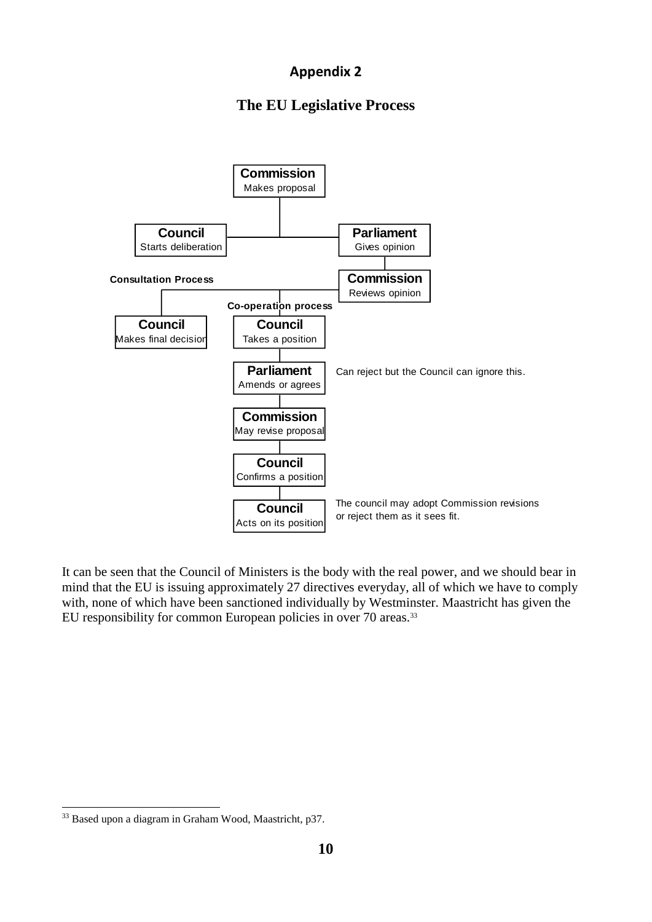## Appendix 2

### The EU Legislative Process

**Commission**
Makes proposal

**Council**
Starts deliberation

**Parliament**
Gives opinion

**Commission**
Reviews opinion

**Consultation Process**

**Council**
Makes final decision

**Co-operation process**

**Council**
Takes a position

**Parliament**
Amends or agrees

Can reject but the Council can ignore this.

**Commission**
May revise proposal

**Council**
Confirms a position

**Council**
Acts on its position

The council may adopt Commission revisions or reject them as it sees fit.

It can be seen that the Council of Ministers is the body with the real power, and we should bear in mind that the EU is issuing approximately 27 directives everyday, all of which we have to comply with, none of which have been sanctioned individually by Westminster. Maastricht has given the EU responsibility for common European policies in over 70 areas.[33]

---

[33] Based upon a diagram in Graham Wood, Maastricht, p37.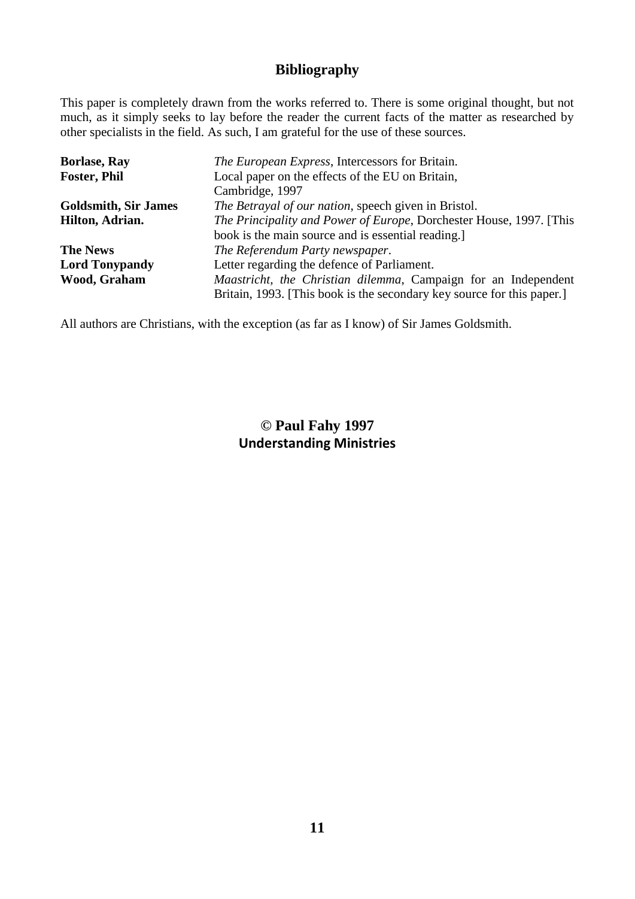## Bibliography

This paper is completely drawn from the works referred to. There is some original thought, but not much, as it simply seeks to lay before the reader the current facts of the matter as researched by other specialists in the field. As such, I am grateful for the use of these sources.

| | |
|---|---|
| **Borlase, Ray** | *The European Express*, Intercessors for Britain. |
| **Foster, Phil** | Local paper on the effects of the EU on Britain, Cambridge, 1997 |
| **Goldsmith, Sir James** | *The Betrayal of our nation*, speech given in Bristol. |
| **Hilton, Adrian.** | *The Principality and Power of Europe*, Dorchester House, 1997. [This book is the main source and is essential reading.] |
| **The News** | *The Referendum Party newspaper*. |
| **Lord Tonypandy** | Letter regarding the defence of Parliament. |
| **Wood, Graham** | *Maastricht, the Christian dilemma*, Campaign for an Independent Britain, 1993. [This book is the secondary key source for this paper.] |

All authors are Christians, with the exception (as far as I know) of Sir James Goldsmith.

**© Paul Fahy 1997**
**Understanding Ministries**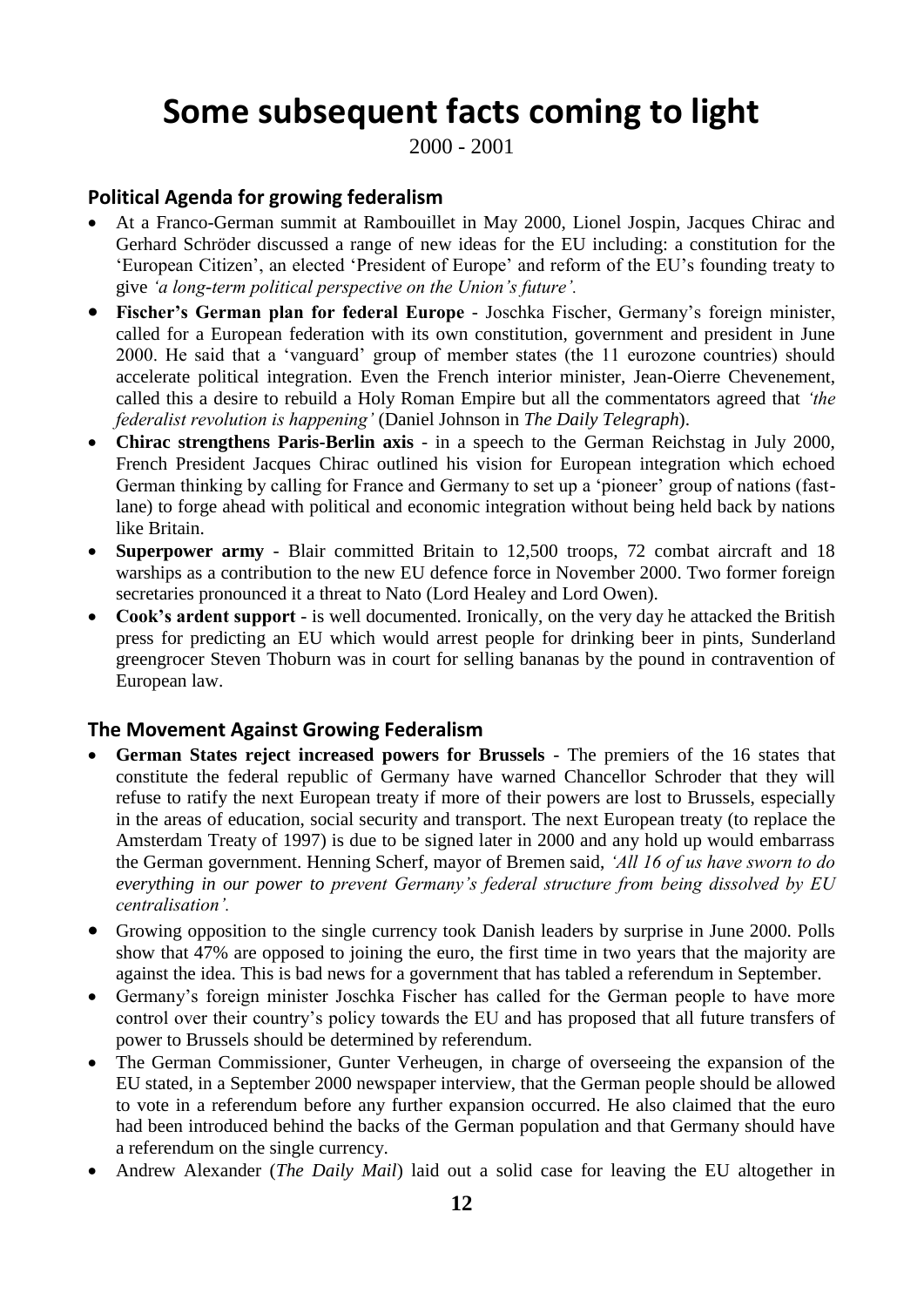# Some subsequent facts coming to light

2000 - 2001

## Political Agenda for growing federalism

- At a Franco-German summit at Rambouillet in May 2000, Lionel Jospin, Jacques Chirac and Gerhard Schröder discussed a range of new ideas for the EU including: a constitution for the 'European Citizen', an elected 'President of Europe' and reform of the EU's founding treaty to give *'a long-term political perspective on the Union's future'.*
- **Fischer's German plan for federal Europe** - Joschka Fischer, Germany's foreign minister, called for a European federation with its own constitution, government and president in June 2000. He said that a 'vanguard' group of member states (the 11 eurozone countries) should accelerate political integration. Even the French interior minister, Jean-Oierre Chevenement, called this a desire to rebuild a Holy Roman Empire but all the commentators agreed that *'the federalist revolution is happening'* (Daniel Johnson in *The Daily Telegraph*).
- **Chirac strengthens Paris-Berlin axis** - in a speech to the German Reichstag in July 2000, French President Jacques Chirac outlined his vision for European integration which echoed German thinking by calling for France and Germany to set up a 'pioneer' group of nations (fast-lane) to forge ahead with political and economic integration without being held back by nations like Britain.
- **Superpower army** - Blair committed Britain to 12,500 troops, 72 combat aircraft and 18 warships as a contribution to the new EU defence force in November 2000. Two former foreign secretaries pronounced it a threat to Nato (Lord Healey and Lord Owen).
- **Cook's ardent support** - is well documented. Ironically, on the very day he attacked the British press for predicting an EU which would arrest people for drinking beer in pints, Sunderland greengrocer Steven Thoburn was in court for selling bananas by the pound in contravention of European law.

## The Movement Against Growing Federalism

- **German States reject increased powers for Brussels** - The premiers of the 16 states that constitute the federal republic of Germany have warned Chancellor Schroder that they will refuse to ratify the next European treaty if more of their powers are lost to Brussels, especially in the areas of education, social security and transport. The next European treaty (to replace the Amsterdam Treaty of 1997) is due to be signed later in 2000 and any hold up would embarrass the German government. Henning Scherf, mayor of Bremen said, *'All 16 of us have sworn to do everything in our power to prevent Germany's federal structure from being dissolved by EU centralisation'.*
- Growing opposition to the single currency took Danish leaders by surprise in June 2000. Polls show that 47% are opposed to joining the euro, the first time in two years that the majority are against the idea. This is bad news for a government that has tabled a referendum in September.
- Germany's foreign minister Joschka Fischer has called for the German people to have more control over their country's policy towards the EU and has proposed that all future transfers of power to Brussels should be determined by referendum.
- The German Commissioner, Gunter Verheugen, in charge of overseeing the expansion of the EU stated, in a September 2000 newspaper interview, that the German people should be allowed to vote in a referendum before any further expansion occurred. He also claimed that the euro had been introduced behind the backs of the German population and that Germany should have a referendum on the single currency.
- Andrew Alexander (*The Daily Mail*) laid out a solid case for leaving the EU altogether in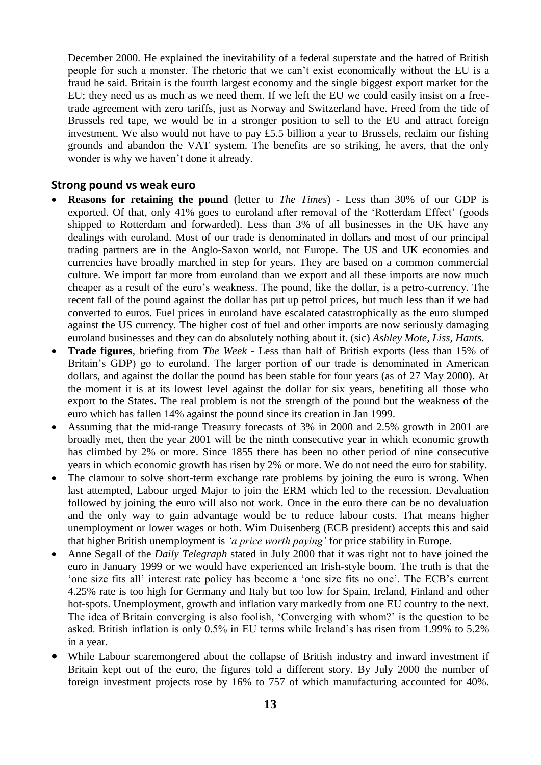December 2000. He explained the inevitability of a federal superstate and the hatred of British people for such a monster. The rhetoric that we can't exist economically without the EU is a fraud he said. Britain is the fourth largest economy and the single biggest export market for the EU; they need us as much as we need them. If we left the EU we could easily insist on a free-trade agreement with zero tariffs, just as Norway and Switzerland have. Freed from the tide of Brussels red tape, we would be in a stronger position to sell to the EU and attract foreign investment. We also would not have to pay £5.5 billion a year to Brussels, reclaim our fishing grounds and abandon the VAT system. The benefits are so striking, he avers, that the only wonder is why we haven't done it already.

## Strong pound vs weak euro

- **Reasons for retaining the pound** (letter to *The Times*) - Less than 30% of our GDP is exported. Of that, only 41% goes to euroland after removal of the 'Rotterdam Effect' (goods shipped to Rotterdam and forwarded). Less than 3% of all businesses in the UK have any dealings with euroland. Most of our trade is denominated in dollars and most of our principal trading partners are in the Anglo-Saxon world, not Europe. The US and UK economies and currencies have broadly marched in step for years. They are based on a common commercial culture. We import far more from euroland than we export and all these imports are now much cheaper as a result of the euro's weakness. The pound, like the dollar, is a petro-currency. The recent fall of the pound against the dollar has put up petrol prices, but much less than if we had converted to euros. Fuel prices in euroland have escalated catastrophically as the euro slumped against the US currency. The higher cost of fuel and other imports are now seriously damaging euroland businesses and they can do absolutely nothing about it. (sic) *Ashley Mote, Liss, Hants.*
- **Trade figures**, briefing from *The Week* - Less than half of British exports (less than 15% of Britain's GDP) go to euroland. The larger portion of our trade is denominated in American dollars, and against the dollar the pound has been stable for four years (as of 27 May 2000). At the moment it is at its lowest level against the dollar for six years, benefiting all those who export to the States. The real problem is not the strength of the pound but the weakness of the euro which has fallen 14% against the pound since its creation in Jan 1999.
- Assuming that the mid-range Treasury forecasts of 3% in 2000 and 2.5% growth in 2001 are broadly met, then the year 2001 will be the ninth consecutive year in which economic growth has climbed by 2% or more. Since 1855 there has been no other period of nine consecutive years in which economic growth has risen by 2% or more. We do not need the euro for stability.
- The clamour to solve short-term exchange rate problems by joining the euro is wrong. When last attempted, Labour urged Major to join the ERM which led to the recession. Devaluation followed by joining the euro will also not work. Once in the euro there can be no devaluation and the only way to gain advantage would be to reduce labour costs. That means higher unemployment or lower wages or both. Wim Duisenberg (ECB president) accepts this and said that higher British unemployment is *'a price worth paying'* for price stability in Europe.
- Anne Segall of the *Daily Telegraph* stated in July 2000 that it was right not to have joined the euro in January 1999 or we would have experienced an Irish-style boom. The truth is that the 'one size fits all' interest rate policy has become a 'one size fits no one'. The ECB's current 4.25% rate is too high for Germany and Italy but too low for Spain, Ireland, Finland and other hot-spots. Unemployment, growth and inflation vary markedly from one EU country to the next. The idea of Britain converging is also foolish, 'Converging with whom?' is the question to be asked. British inflation is only 0.5% in EU terms while Ireland's has risen from 1.99% to 5.2% in a year.
- While Labour scaremongered about the collapse of British industry and inward investment if Britain kept out of the euro, the figures told a different story. By July 2000 the number of foreign investment projects rose by 16% to 757 of which manufacturing accounted for 40%.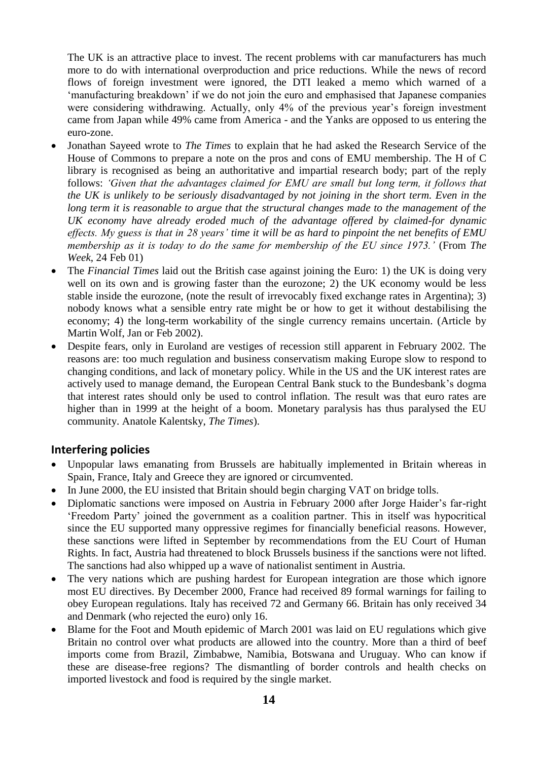The UK is an attractive place to invest. The recent problems with car manufacturers has much more to do with international overproduction and price reductions. While the news of record flows of foreign investment were ignored, the DTI leaked a memo which warned of a 'manufacturing breakdown' if we do not join the euro and emphasised that Japanese companies were considering withdrawing. Actually, only 4% of the previous year's foreign investment came from Japan while 49% came from America - and the Yanks are opposed to us entering the euro-zone.

- Jonathan Sayeed wrote to *The Times* to explain that he had asked the Research Service of the House of Commons to prepare a note on the pros and cons of EMU membership. The H of C library is recognised as being an authoritative and impartial research body; part of the reply follows: *'Given that the advantages claimed for EMU are small but long term, it follows that the UK is unlikely to be seriously disadvantaged by not joining in the short term. Even in the long term it is reasonable to argue that the structural changes made to the management of the UK economy have already eroded much of the advantage offered by claimed-for dynamic effects. My guess is that in 28 years' time it will be as hard to pinpoint the net benefits of EMU membership as it is today to do the same for membership of the EU since 1973.'* (From *The Week*, 24 Feb 01)
- The *Financial Times* laid out the British case against joining the Euro: 1) the UK is doing very well on its own and is growing faster than the eurozone; 2) the UK economy would be less stable inside the eurozone, (note the result of irrevocably fixed exchange rates in Argentina); 3) nobody knows what a sensible entry rate might be or how to get it without destabilising the economy; 4) the long-term workability of the single currency remains uncertain. (Article by Martin Wolf, Jan or Feb 2002).
- Despite fears, only in Euroland are vestiges of recession still apparent in February 2002. The reasons are: too much regulation and business conservatism making Europe slow to respond to changing conditions, and lack of monetary policy. While in the US and the UK interest rates are actively used to manage demand, the European Central Bank stuck to the Bundesbank's dogma that interest rates should only be used to control inflation. The result was that euro rates are higher than in 1999 at the height of a boom. Monetary paralysis has thus paralysed the EU community. Anatole Kalentsky, *The Times*).

## Interfering policies

- Unpopular laws emanating from Brussels are habitually implemented in Britain whereas in Spain, France, Italy and Greece they are ignored or circumvented.
- In June 2000, the EU insisted that Britain should begin charging VAT on bridge tolls.
- Diplomatic sanctions were imposed on Austria in February 2000 after Jorge Haider's far-right 'Freedom Party' joined the government as a coalition partner. This in itself was hypocritical since the EU supported many oppressive regimes for financially beneficial reasons. However, these sanctions were lifted in September by recommendations from the EU Court of Human Rights. In fact, Austria had threatened to block Brussels business if the sanctions were not lifted. The sanctions had also whipped up a wave of nationalist sentiment in Austria.
- The very nations which are pushing hardest for European integration are those which ignore most EU directives. By December 2000, France had received 89 formal warnings for failing to obey European regulations. Italy has received 72 and Germany 66. Britain has only received 34 and Denmark (who rejected the euro) only 16.
- Blame for the Foot and Mouth epidemic of March 2001 was laid on EU regulations which give Britain no control over what products are allowed into the country. More than a third of beef imports come from Brazil, Zimbabwe, Namibia, Botswana and Uruguay. Who can know if these are disease-free regions? The dismantling of border controls and health checks on imported livestock and food is required by the single market.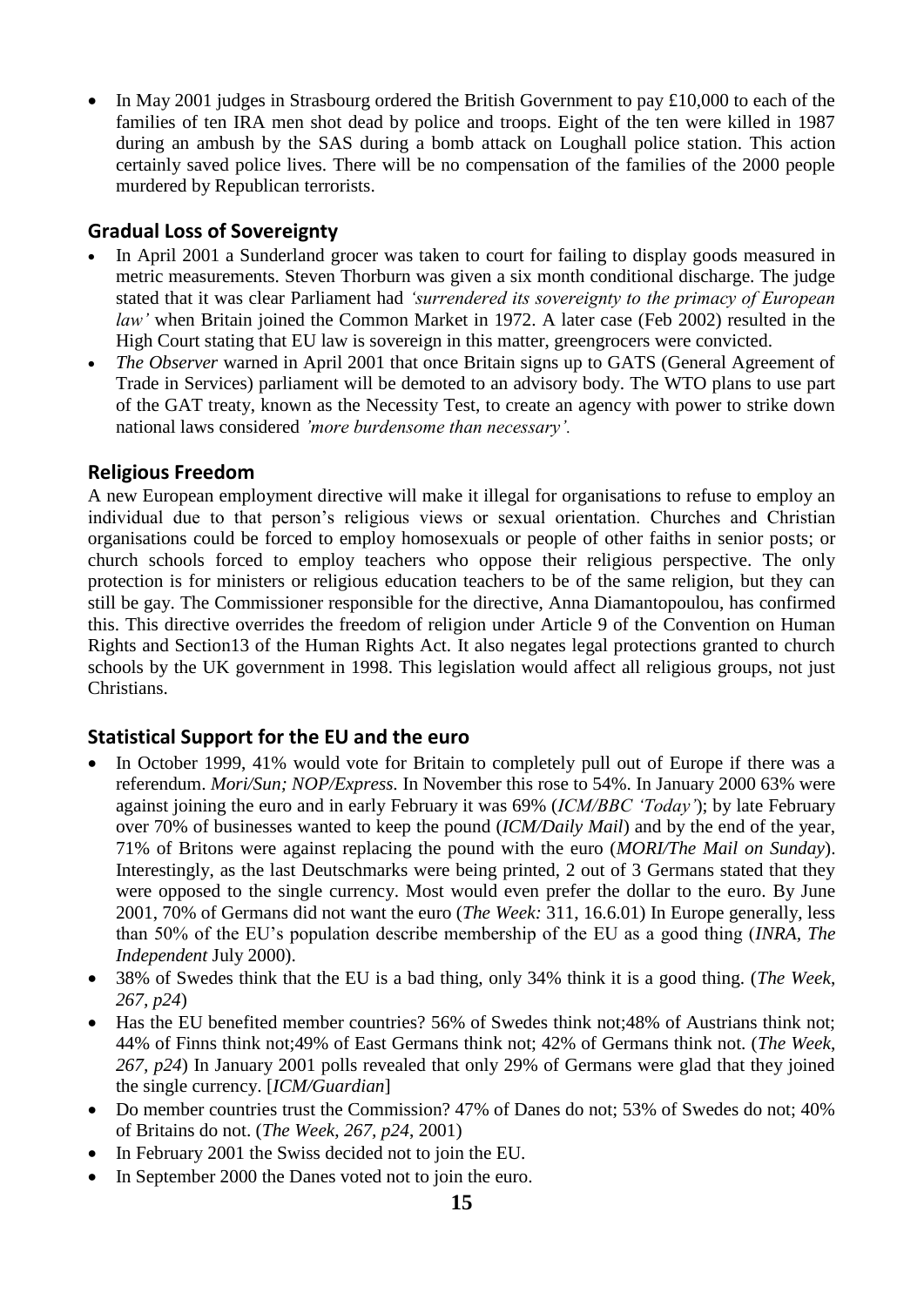- In May 2001 judges in Strasbourg ordered the British Government to pay £10,000 to each of the families of ten IRA men shot dead by police and troops. Eight of the ten were killed in 1987 during an ambush by the SAS during a bomb attack on Loughall police station. This action certainly saved police lives. There will be no compensation of the families of the 2000 people murdered by Republican terrorists.

## Gradual Loss of Sovereignty

- In April 2001 a Sunderland grocer was taken to court for failing to display goods measured in metric measurements. Steven Thorburn was given a six month conditional discharge. The judge stated that it was clear Parliament had *'surrendered its sovereignty to the primacy of European law'* when Britain joined the Common Market in 1972. A later case (Feb 2002) resulted in the High Court stating that EU law is sovereign in this matter, greengrocers were convicted.
- *The Observer* warned in April 2001 that once Britain signs up to GATS (General Agreement of Trade in Services) parliament will be demoted to an advisory body. The WTO plans to use part of the GAT treaty, known as the Necessity Test, to create an agency with power to strike down national laws considered *'more burdensome than necessary'.*

## Religious Freedom

A new European employment directive will make it illegal for organisations to refuse to employ an individual due to that person's religious views or sexual orientation. Churches and Christian organisations could be forced to employ homosexuals or people of other faiths in senior posts; or church schools forced to employ teachers who oppose their religious perspective. The only protection is for ministers or religious education teachers to be of the same religion, but they can still be gay. The Commissioner responsible for the directive, Anna Diamantopoulou, has confirmed this. This directive overrides the freedom of religion under Article 9 of the Convention on Human Rights and Section13 of the Human Rights Act. It also negates legal protections granted to church schools by the UK government in 1998. This legislation would affect all religious groups, not just Christians.

## Statistical Support for the EU and the euro

- In October 1999, 41% would vote for Britain to completely pull out of Europe if there was a referendum. *Mori/Sun; NOP/Express.* In November this rose to 54%. In January 2000 63% were against joining the euro and in early February it was 69% (*ICM/BBC 'Today'*); by late February over 70% of businesses wanted to keep the pound (*ICM/Daily Mail*) and by the end of the year, 71% of Britons were against replacing the pound with the euro (*MORI/The Mail on Sunday*). Interestingly, as the last Deutschmarks were being printed, 2 out of 3 Germans stated that they were opposed to the single currency. Most would even prefer the dollar to the euro. By June 2001, 70% of Germans did not want the euro (*The Week:* 311, 16.6.01) In Europe generally, less than 50% of the EU's population describe membership of the EU as a good thing (*INRA, The Independent* July 2000).
- 38% of Swedes think that the EU is a bad thing, only 34% think it is a good thing. (*The Week, 267, p24*)
- Has the EU benefited member countries? 56% of Swedes think not;48% of Austrians think not; 44% of Finns think not;49% of East Germans think not; 42% of Germans think not. (*The Week, 267, p24*) In January 2001 polls revealed that only 29% of Germans were glad that they joined the single currency. [*ICM/Guardian*]
- Do member countries trust the Commission? 47% of Danes do not; 53% of Swedes do not; 40% of Britains do not. (*The Week, 267, p24*, 2001)
- In February 2001 the Swiss decided not to join the EU.
- In September 2000 the Danes voted not to join the euro.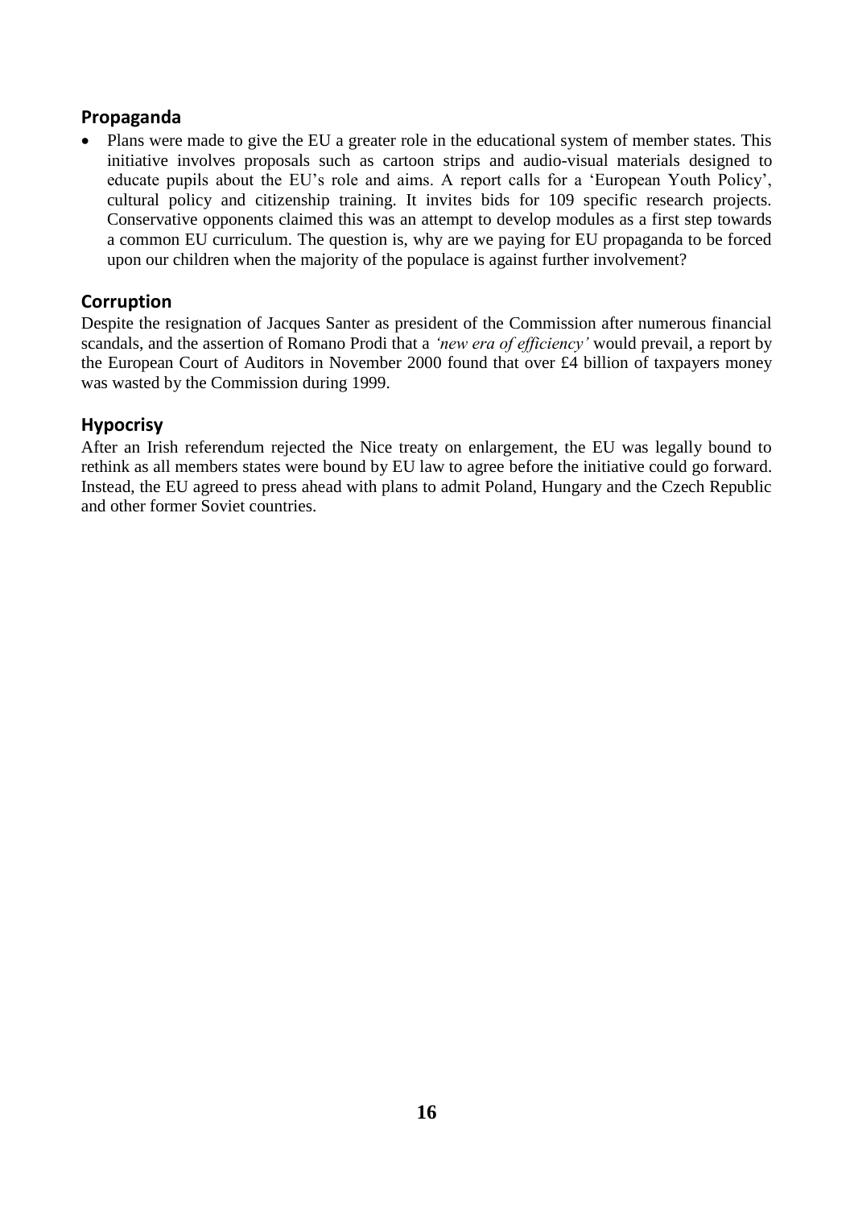## Propaganda

- Plans were made to give the EU a greater role in the educational system of member states. This initiative involves proposals such as cartoon strips and audio-visual materials designed to educate pupils about the EU's role and aims. A report calls for a 'European Youth Policy', cultural policy and citizenship training. It invites bids for 109 specific research projects. Conservative opponents claimed this was an attempt to develop modules as a first step towards a common EU curriculum. The question is, why are we paying for EU propaganda to be forced upon our children when the majority of the populace is against further involvement?

## Corruption

Despite the resignation of Jacques Santer as president of the Commission after numerous financial scandals, and the assertion of Romano Prodi that a *'new era of efficiency'* would prevail, a report by the European Court of Auditors in November 2000 found that over £4 billion of taxpayers money was wasted by the Commission during 1999.

## Hypocrisy

After an Irish referendum rejected the Nice treaty on enlargement, the EU was legally bound to rethink as all members states were bound by EU law to agree before the initiative could go forward. Instead, the EU agreed to press ahead with plans to admit Poland, Hungary and the Czech Republic and other former Soviet countries.